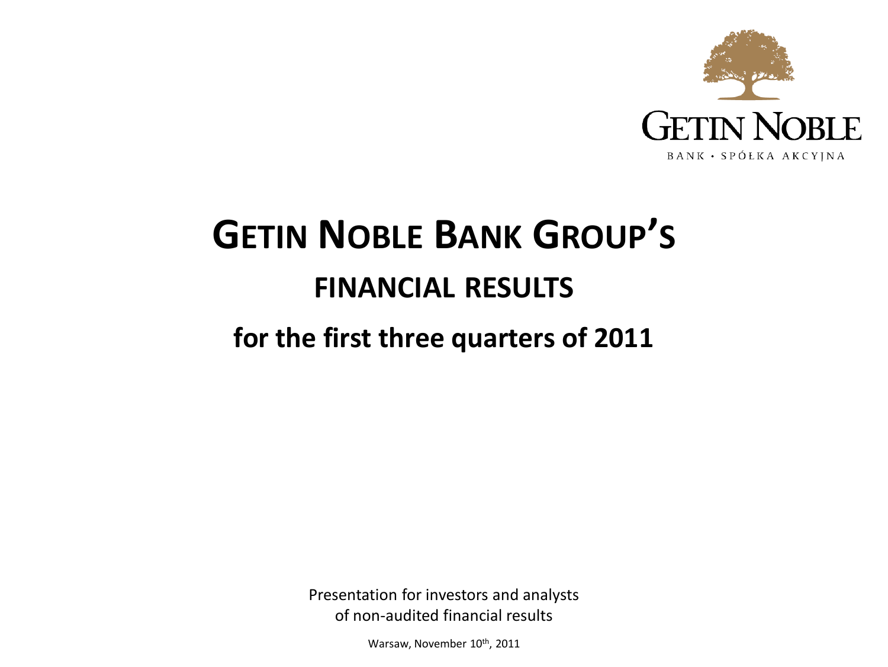GETIN NOBLE

BANK • SPÓŁKA AKCYJNA

# GETIN NOBLE BANK GROUP'S

## FINANCIAL RESULTS

## for the first three quarters of 2011

Presentation for investors and analysts
of non-audited financial results

Warsaw, November 10th, 2011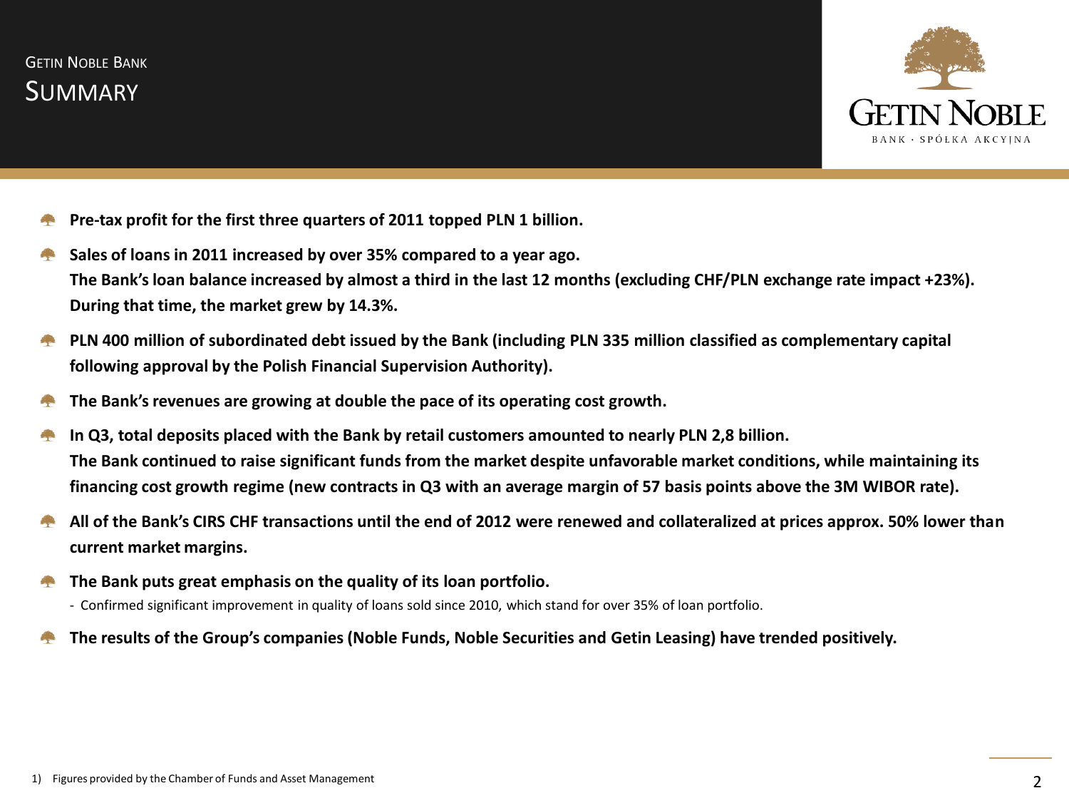# GETIN NOBLE BANK

## SUMMARY

- **Pre-tax profit for the first three quarters of 2011 topped PLN 1 billion.**
- **Sales of loans in 2011 increased by over 35% compared to a year ago.**
  **The Bank's loan balance increased by almost a third in the last 12 months (excluding CHF/PLN exchange rate impact +23%). During that time, the market grew by 14.3%.**
- **PLN 400 million of subordinated debt issued by the Bank (including PLN 335 million classified as complementary capital following approval by the Polish Financial Supervision Authority).**
- **The Bank's revenues are growing at double the pace of its operating cost growth.**
- **In Q3, total deposits placed with the Bank by retail customers amounted to nearly PLN 2,8 billion.**
  **The Bank continued to raise significant funds from the market despite unfavorable market conditions, while maintaining its financing cost growth regime (new contracts in Q3 with an average margin of 57 basis points above the 3M WIBOR rate).**
- **All of the Bank's CIRS CHF transactions until the end of 2012 were renewed and collateralized at prices approx. 50% lower than current market margins.**
- **The Bank puts great emphasis on the quality of its loan portfolio.**
  - Confirmed significant improvement in quality of loans sold since 2010, which stand for over 35% of loan portfolio.
- **The results of the Group's companies (Noble Funds, Noble Securities and Getin Leasing) have trended positively.**

1) Figures provided by the Chamber of Funds and Asset Management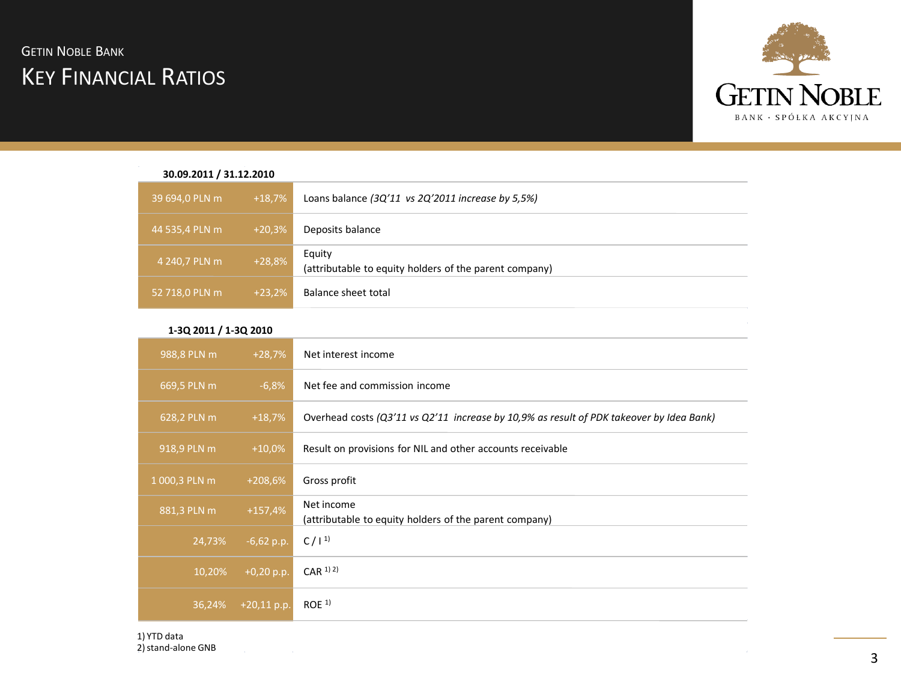# Getin Noble Bank
## Key Financial Ratios

**30.09.2011 / 31.12.2010**

| | | |
|---|---|---|
| 39 694,0 PLN m | +18,7% | Loans balance *(3Q'11 vs 2Q'2011 increase by 5,5%)* |
| 44 535,4 PLN m | +20,3% | Deposits balance |
| 4 240,7 PLN m | +28,8% | Equity (attributable to equity holders of the parent company) |
| 52 718,0 PLN m | +23,2% | Balance sheet total |

**1-3Q 2011 / 1-3Q 2010**

| | | |
|---|---|---|
| 988,8 PLN m | +28,7% | Net interest income |
| 669,5 PLN m | -6,8% | Net fee and commission income |
| 628,2 PLN m | +18,7% | Overhead costs *(Q3'11 vs Q2'11 increase by 10,9% as result of PDK takeover by Idea Bank)* |
| 918,9 PLN m | +10,0% | Result on provisions for NIL and other accounts receivable |
| 1 000,3 PLN m | +208,6% | Gross profit |
| 881,3 PLN m | +157,4% | Net income (attributable to equity holders of the parent company) |
| 24,73% | -6,62 p.p. | C / I [1] |
| 10,20% | +0,20 p.p. | CAR [1] [2] |
| 36,24% | +20,11 p.p. | ROE [1] |

1) YTD data
2) stand-alone GNB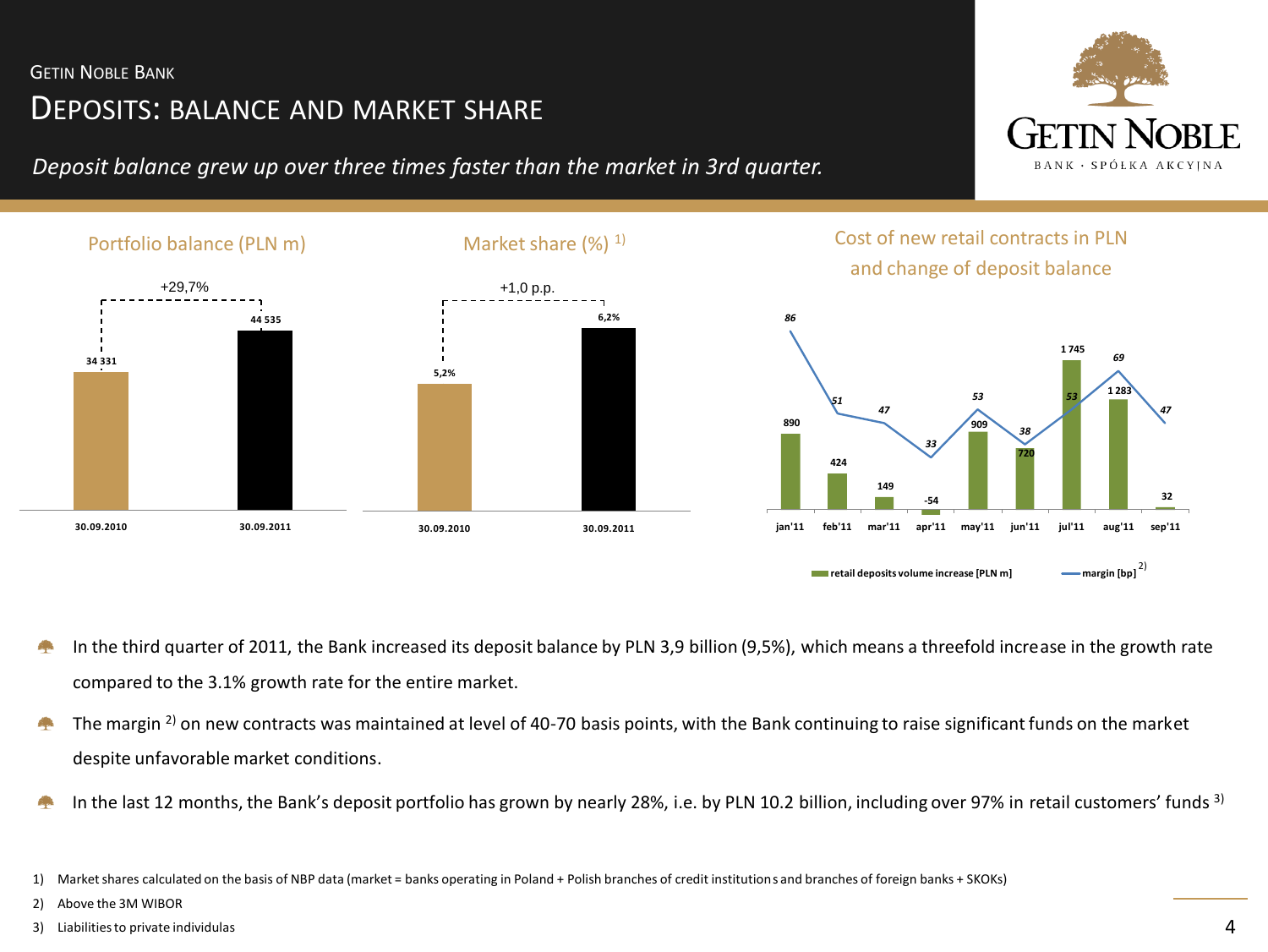GETIN NOBLE BANK

# DEPOSITS: BALANCE AND MARKET SHARE

*Deposit balance grew up over three times faster than the market in 3rd quarter.*

**Portfolio balance (PLN m)**

| | 30.09.2010 | 30.09.2011 |
|---|---|---|
| Portfolio balance | 34 331 | 44 535 |

+29,7%

**Market share (%)** [1]

| | 30.09.2010 | 30.09.2011 |
|---|---|---|
| Market share | 5,2% | 6,2% |

+1,0 p.p.

**Cost of new retail contracts in PLN and change of deposit balance**

| | jan'11 | feb'11 | mar'11 | apr'11 | may'11 | jun'11 | jul'11 | aug'11 | sep'11 |
|---|---|---|---|---|---|---|---|---|---|
| retail deposits volume increase [PLN m] | 890 | 424 | 149 | -54 | 909 | 720 | 1 745 | 1 283 | 32 |
| margin [bp] [2] | 86 | 51 | 47 | 33 | 53 | 38 | 53 | 69 | 47 |

- In the third quarter of 2011, the Bank increased its deposit balance by PLN 3,9 billion (9,5%), which means a threefold increase in the growth rate compared to the 3.1% growth rate for the entire market.
- The margin [2] on new contracts was maintained at level of 40-70 basis points, with the Bank continuing to raise significant funds on the market despite unfavorable market conditions.
- In the last 12 months, the Bank's deposit portfolio has grown by nearly 28%, i.e. by PLN 10.2 billion, including over 97% in retail customers' funds [3]

1) Market shares calculated on the basis of NBP data (market = banks operating in Poland + Polish branches of credit institutions and branches of foreign banks + SKOKs)
2) Above the 3M WIBOR
3) Liabilities to private individulas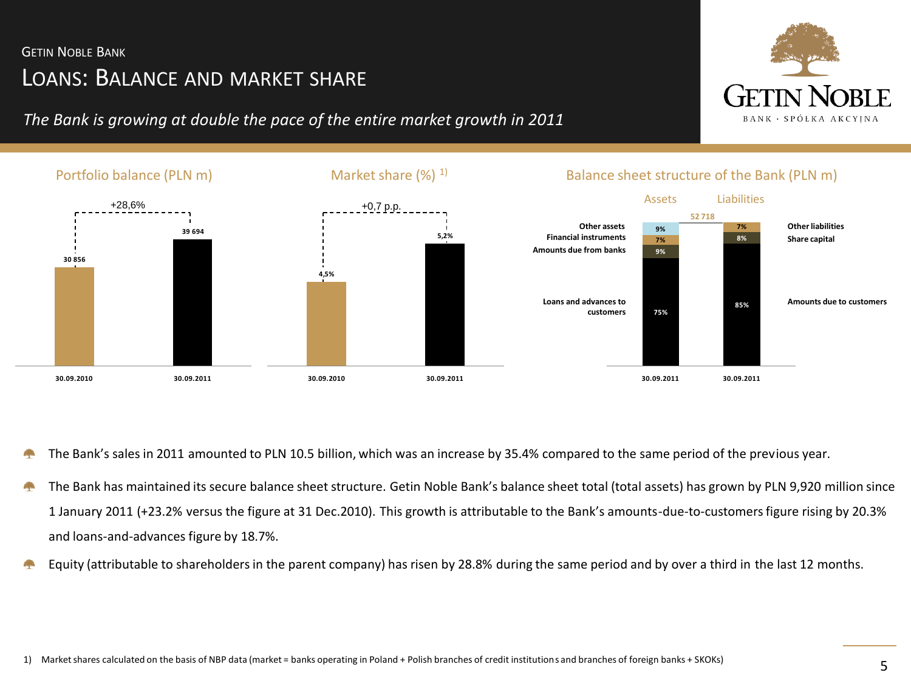GETIN NOBLE BANK

# LOANS: BALANCE AND MARKET SHARE

*The Bank is growing at double the pace of the entire market growth in 2011*

GETIN NOBLE BANK · SPÓŁKA AKCYJNA

### Portfolio balance (PLN m)

+28,6%

30 856

39 694

30.09.2010

30.09.2011

### Market share (%) 1)

+0,7 p.p.

4,5%

5,2%

30.09.2010

30.09.2011

### Balance sheet structure of the Bank (PLN m)

Assets

Liabilities

52 718

Other assets

Financial instruments

Amounts due from banks

Loans and advances to customers

9%

7%

9%

75%

7%

8%

85%

Other liabilities

Share capital

Amounts due to customers

30.09.2011

30.09.2011

- The Bank's sales in 2011 amounted to PLN 10.5 billion, which was an increase by 35.4% compared to the same period of the previous year.
- The Bank has maintained its secure balance sheet structure. Getin Noble Bank's balance sheet total (total assets) has grown by PLN 9,920 million since 1 January 2011 (+23.2% versus the figure at 31 Dec.2010). This growth is attributable to the Bank's amounts-due-to-customers figure rising by 20.3% and loans-and-advances figure by 18.7%.
- Equity (attributable to shareholders in the parent company) has risen by 28.8% during the same period and by over a third in the last 12 months.

1) Market shares calculated on the basis of NBP data (market = banks operating in Poland + Polish branches of credit institutions and branches of foreign banks + SKOKs)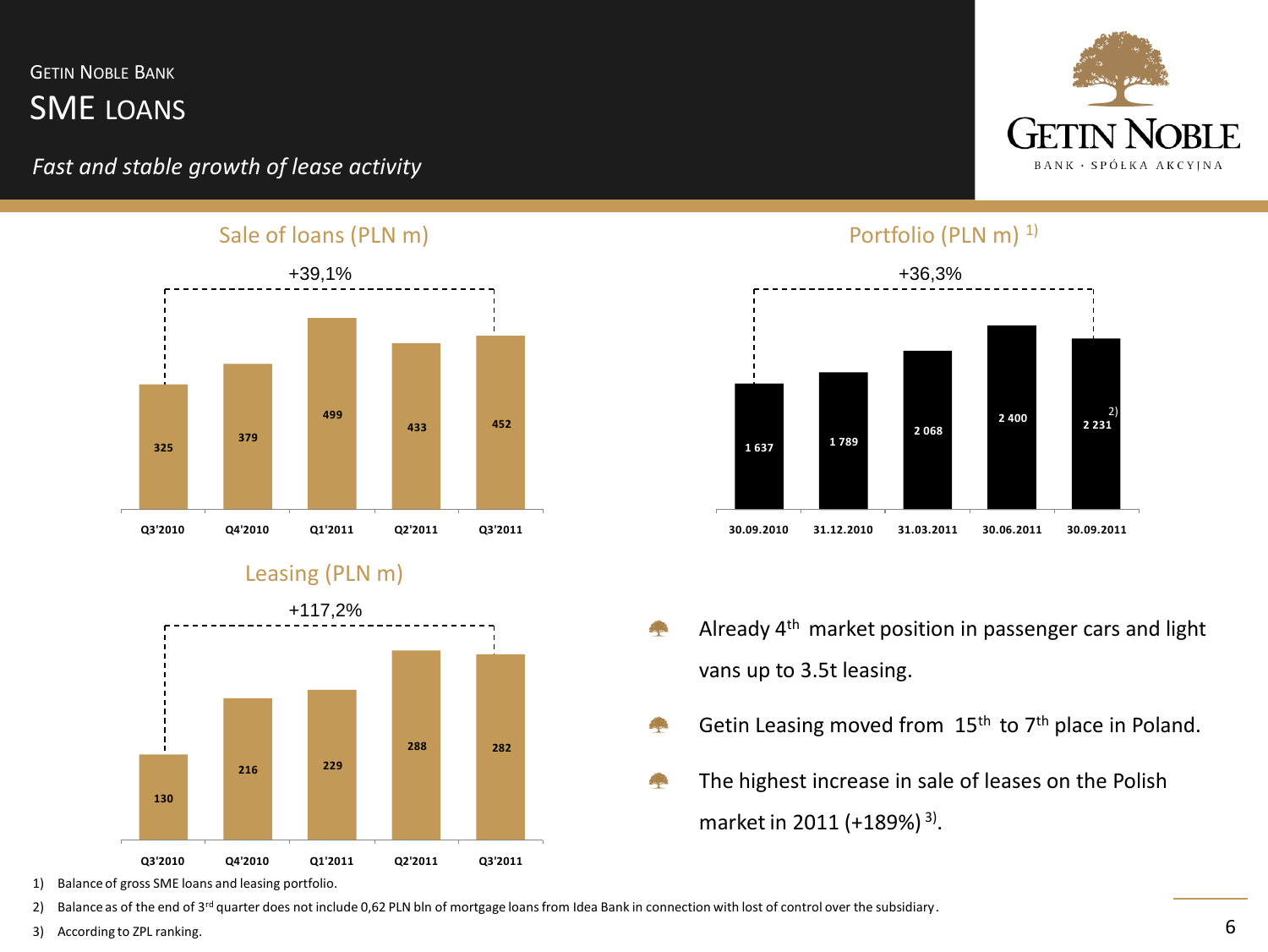GETIN NOBLE BANK

# SME LOANS

*Fast and stable growth of lease activity*

## Sale of loans (PLN m)

+39,1%

325
379
499
433
452

Q3'2010
Q4'2010
Q1'2011
Q2'2011
Q3'2011

## Portfolio (PLN m) [1)]

+36,3%

1 637
1 789
2 068
2 400
2 231 [2)]

30.09.2010
31.12.2010
31.03.2011
30.06.2011
30.09.2011

## Leasing (PLN m)

+117,2%

130
216
229
288
282

Q3'2010
Q4'2010
Q1'2011
Q2'2011
Q3'2011

- Already 4th market position in passenger cars and light vans up to 3.5t leasing.
- Getin Leasing moved from 15th to 7th place in Poland.
- The highest increase in sale of leases on the Polish market in 2011 (+189%) [3)].

1) Balance of gross SME loans and leasing portfolio.

2) Balance as of the end of 3rd quarter does not include 0,62 PLN bln of mortgage loans from Idea Bank in connection with lost of control over the subsidiary.

3) According to ZPL ranking.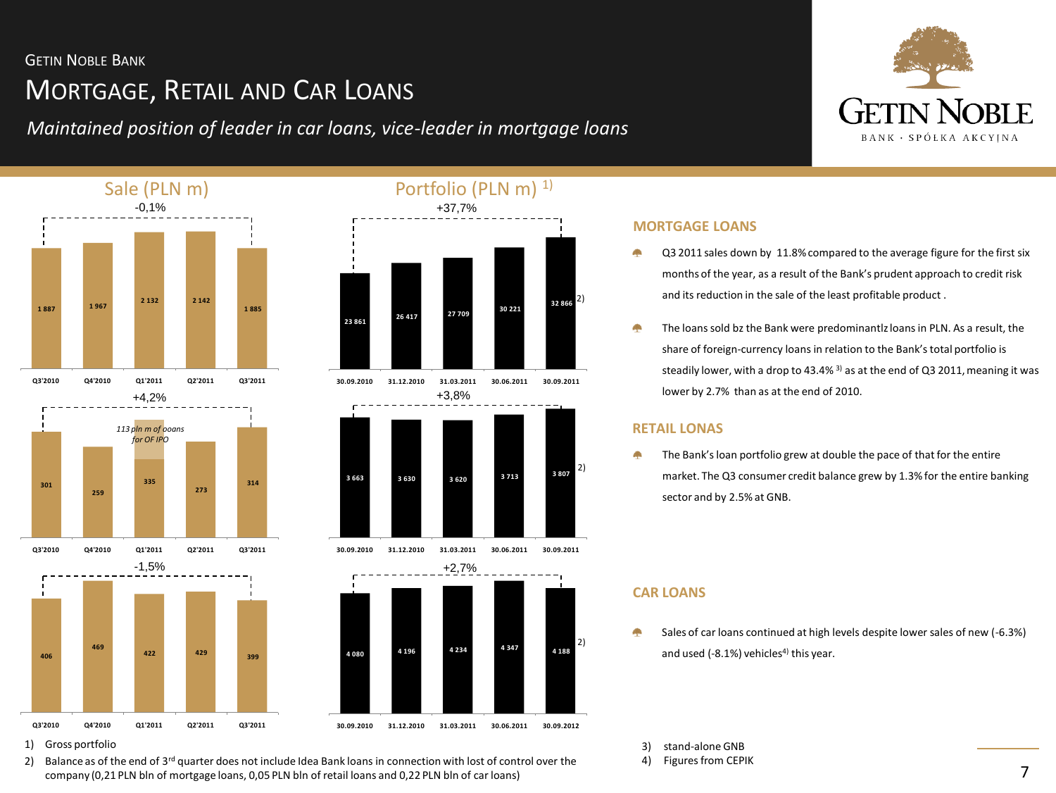GETIN NOBLE BANK

# MORTGAGE, RETAIL AND CAR LOANS

*Maintained position of leader in car loans, vice-leader in mortgage loans*

GETIN NOBLE
BANK · SPÓŁKA AKCYJNA

## Sale (PLN m)

-0,1%

1 887
1 967
2 132
2 142
1 885

Q3'2010 Q4'2010 Q1'2011 Q2'2011 Q3'2011

+4,2%

*113 pln m of ooans for OF IPO*

301
259
335
273
314

Q3'2010 Q4'2010 Q1'2011 Q2'2011 Q3'2011

-1,5%

406
469
422
429
399

Q3'2010 Q4'2010 Q1'2011 Q2'2011 Q3'2011

## Portfolio (PLN m) 1)

+37,7%

23 861
26 417
27 709
30 221
32 866 2)

30.09.2010 31.12.2010 31.03.2011 30.06.2011 30.09.2011

+3,8%

3 663
3 630
3 620
3 713
3 807 2)

30.09.2010 31.12.2010 31.03.2011 30.06.2011 30.09.2011

+2,7%

4 080
4 196
4 234
4 347
4 188 2)

30.09.2010 31.12.2010 31.03.2011 30.06.2011 30.09.2012

### MORTGAGE LOANS

- Q3 2011 sales down by 11.8% compared to the average figure for the first six months of the year, as a result of the Bank's prudent approach to credit risk and its reduction in the sale of the least profitable product .
- The loans sold bz the Bank were predominantlz loans in PLN. As a result, the share of foreign-currency loans in relation to the Bank's total portfolio is steadily lower, with a drop to 43.4% [3] as at the end of Q3 2011, meaning it was lower by 2.7% than as at the end of 2010.

### RETAIL LONAS

- The Bank's loan portfolio grew at double the pace of that for the entire market. The Q3 consumer credit balance grew by 1.3% for the entire banking sector and by 2.5% at GNB.

### CAR LOANS

- Sales of car loans continued at high levels despite lower sales of new (-6.3%) and used (-8.1%) vehicles[4] this year.

1) Gross portfolio
2) Balance as of the end of 3rd quarter does not include Idea Bank loans in connection with lost of control over the company (0,21 PLN bln of mortgage loans, 0,05 PLN bln of retail loans and 0,22 PLN bln of car loans)

3) stand-alone GNB
4) Figures from CEPIK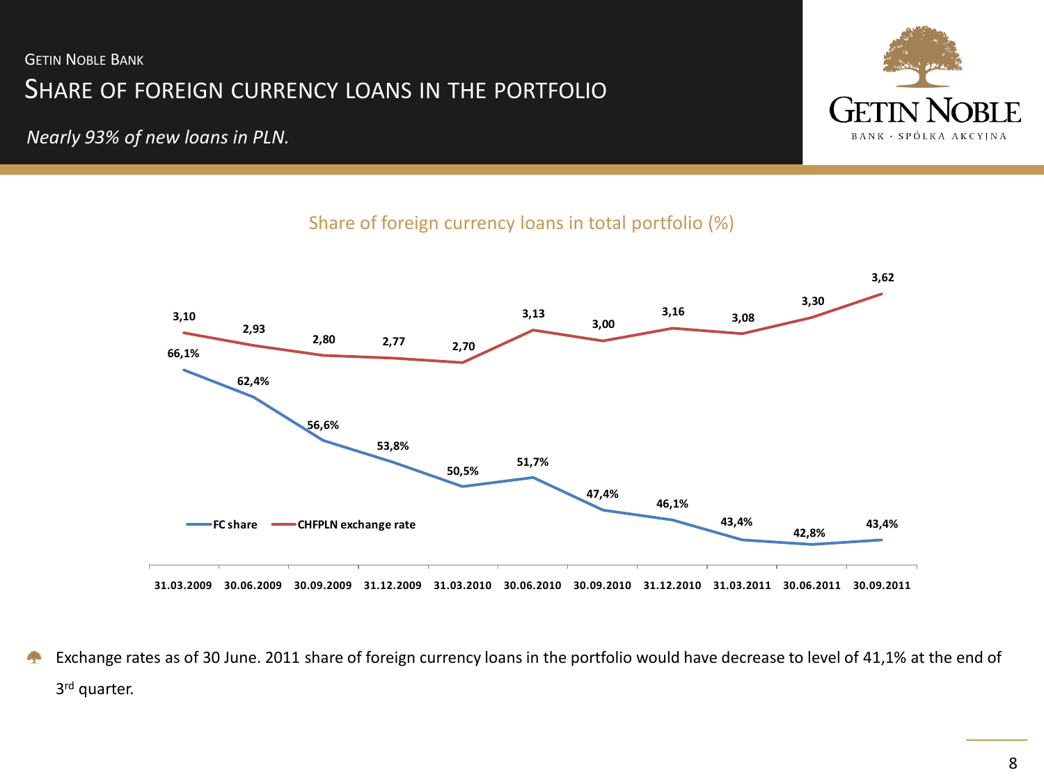GETIN NOBLE BANK

# SHARE OF FOREIGN CURRENCY LOANS IN THE PORTFOLIO

*Nearly 93% of new loans in PLN.*

## Share of foreign currency loans in total portfolio (%)

| Date | FC share | CHFPLN exchange rate |
|---|---|---|
| 31.03.2009 | 66,1% | 3,10 |
| 30.06.2009 | 62,4% | 2,93 |
| 30.09.2009 | 56,6% | 2,80 |
| 31.12.2009 | 53,8% | 2,77 |
| 31.03.2010 | 50,5% | 2,70 |
| 30.06.2010 | 51,7% | 3,13 |
| 30.09.2010 | 47,4% | 3,00 |
| 31.12.2010 | 46,1% | 3,16 |
| 31.03.2011 | 43,4% | 3,08 |
| 30.06.2011 | 42,8% | 3,30 |
| 30.09.2011 | 43,4% | 3,62 |

- Exchange rates as of 30 June. 2011 share of foreign currency loans in the portfolio would have decrease to level of 41,1% at the end of 3rd quarter.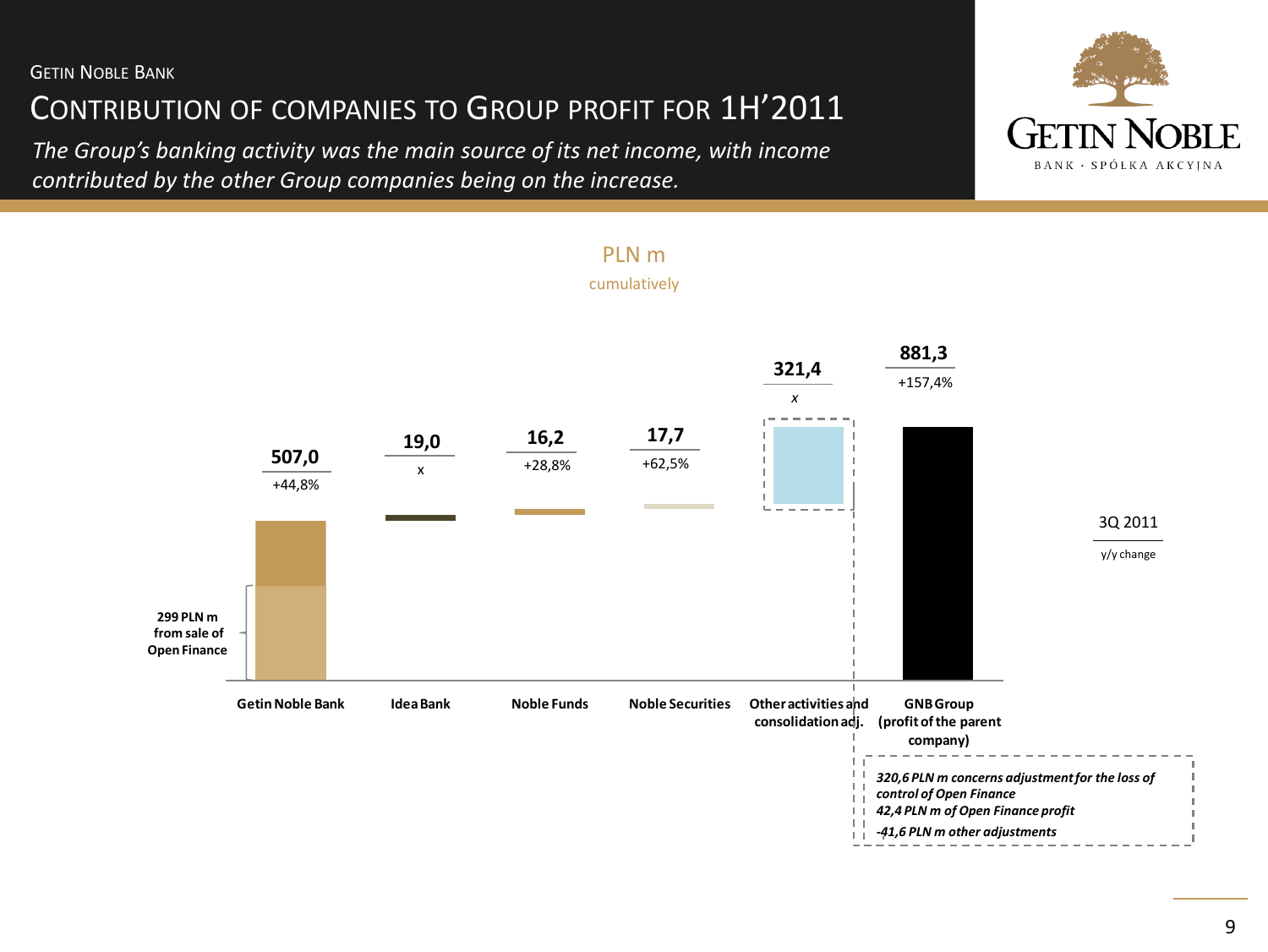GETIN NOBLE BANK

# CONTRIBUTION OF COMPANIES TO GROUP PROFIT FOR 1H'2011

*The Group's banking activity was the main source of its net income, with income contributed by the other Group companies being on the increase.*

PLN m

cumulatively

507,0
+44,8%

19,0
x

16,2
+28,8%

17,7
+62,5%

321,4
x

881,3
+157,4%

299 PLN m from sale of Open Finance

Getin Noble Bank

Idea Bank

Noble Funds

Noble Securities

Other activities and consolidation adj.

GNB Group (profit of the parent company)

3Q 2011

y/y change

*320,6 PLN m concerns adjustment for the loss of control of Open Finance*
*42,4 PLN m of Open Finance profit*
*-41,6 PLN m other adjustments*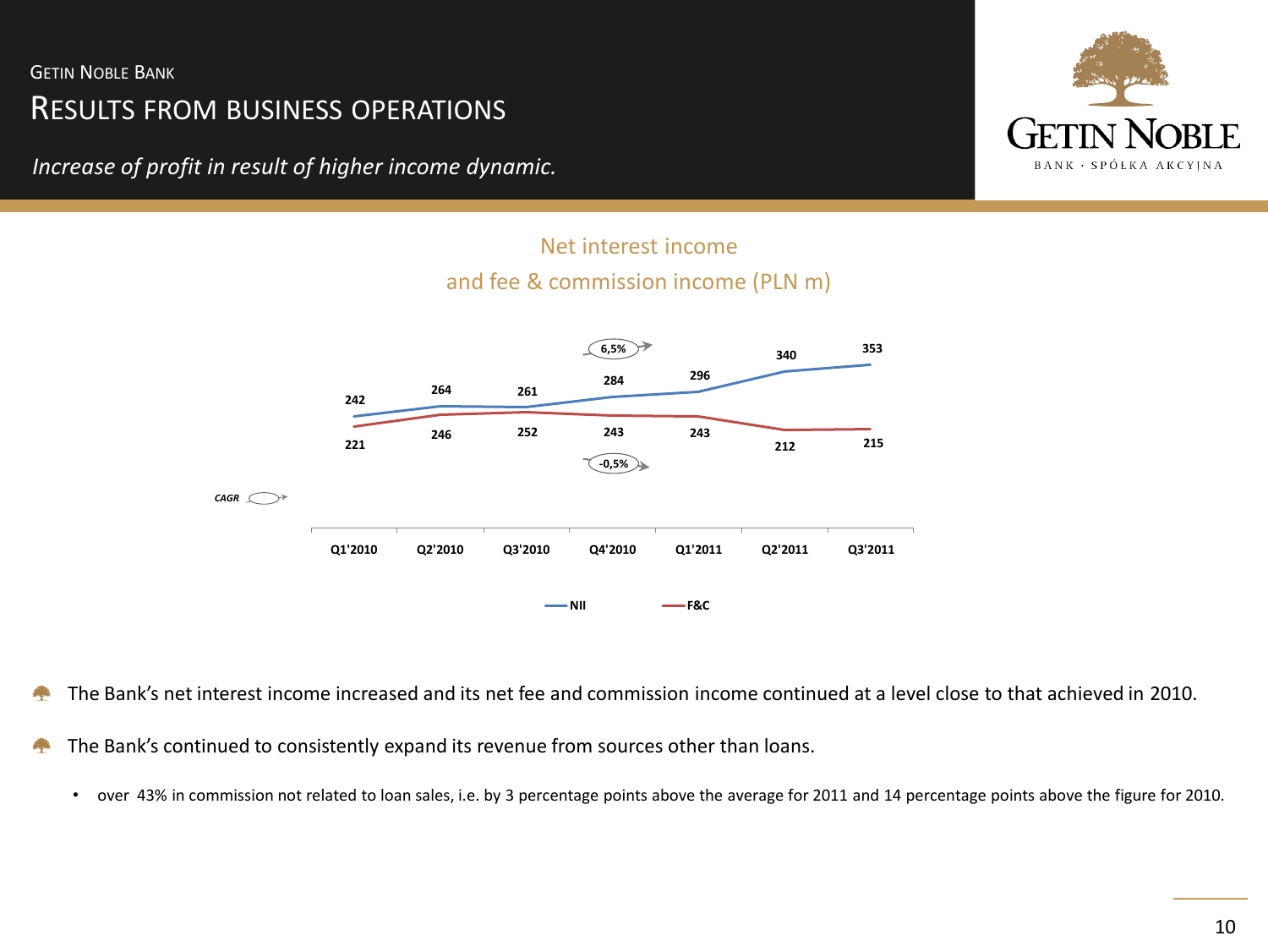GETIN NOBLE BANK

# RESULTS FROM BUSINESS OPERATIONS

*Increase of profit in result of higher income dynamic.*

## Net interest income and fee & commission income (PLN m)

6,5%

242 264 261 284 296 340 353

221 246 252 243 243 212 215

-0,5%

*CAGR*

Q1'2010 Q2'2010 Q3'2010 Q4'2010 Q1'2011 Q2'2011 Q3'2011

NII F&C

- The Bank's net interest income increased and its net fee and commission income continued at a level close to that achieved in 2010.
- The Bank's continued to consistently expand its revenue from sources other than loans.
  - over 43% in commission not related to loan sales, i.e. by 3 percentage points above the average for 2011 and 14 percentage points above the figure for 2010.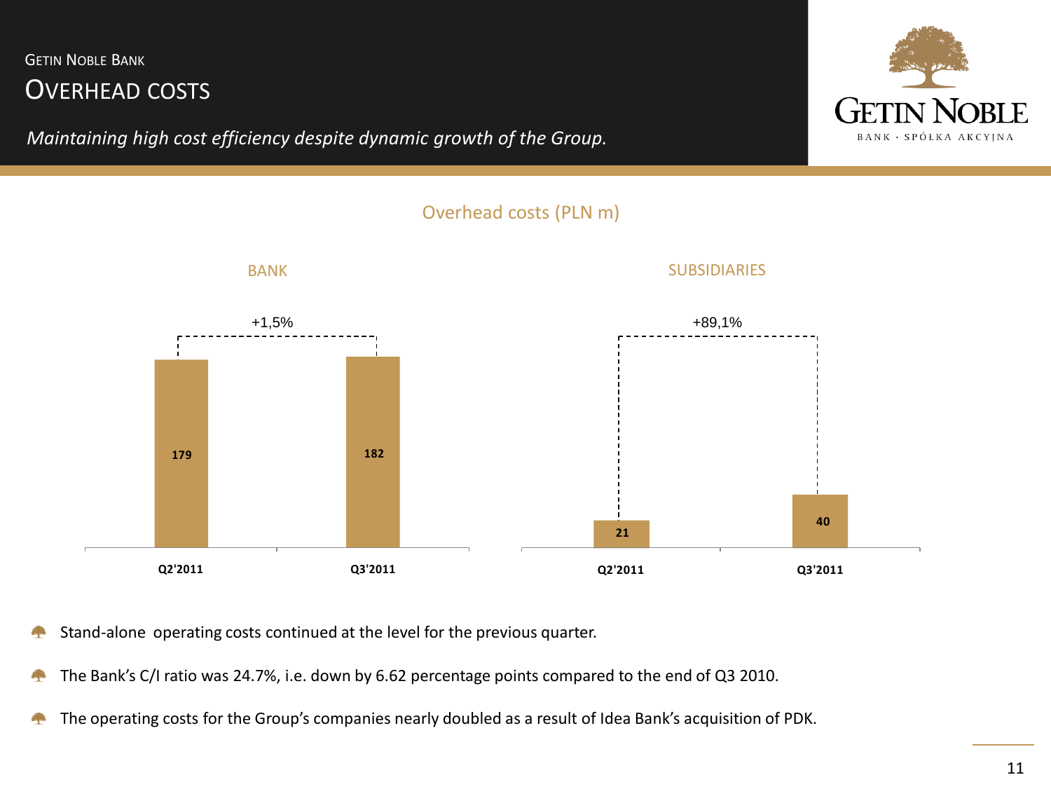GETIN NOBLE BANK

# OVERHEAD COSTS

*Maintaining high cost efficiency despite dynamic growth of the Group.*

GETIN NOBLE BANK · SPÓŁKA AKCYJNA

## Overhead costs (PLN m)

BANK

+1,5%

179

182

Q2'2011

Q3'2011

SUBSIDIARIES

+89,1%

21

40

Q2'2011

Q3'2011

- Stand-alone operating costs continued at the level for the previous quarter.
- The Bank's C/I ratio was 24.7%, i.e. down by 6.62 percentage points compared to the end of Q3 2010.
- The operating costs for the Group's companies nearly doubled as a result of Idea Bank's acquisition of PDK.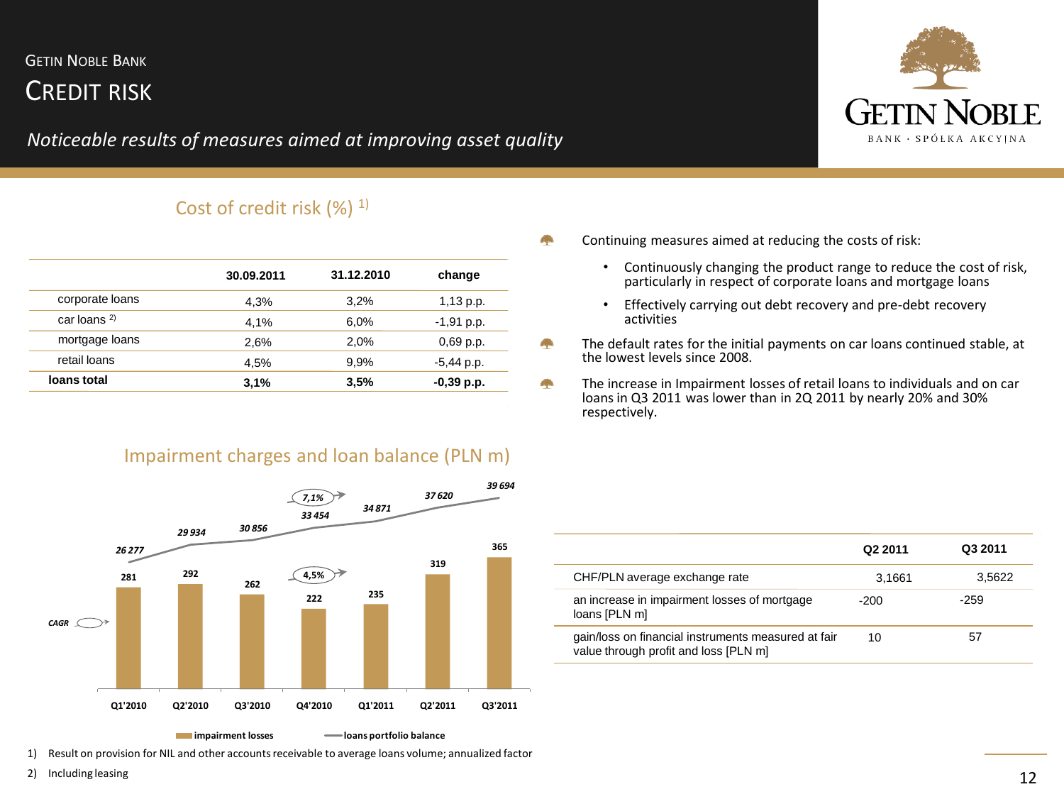# GETIN NOBLE BANK

# CREDIT RISK

*Noticeable results of measures aimed at improving asset quality*

## Cost of credit risk (%) [1]

| | 30.09.2011 | 31.12.2010 | change |
|---|---|---|---|
| corporate loans | 4,3% | 3,2% | 1,13 p.p. |
| car loans [2] | 4,1% | 6,0% | -1,91 p.p. |
| mortgage loans | 2,6% | 2,0% | 0,69 p.p. |
| retail loans | 4,5% | 9,9% | -5,44 p.p. |
| **loans total** | **3,1%** | **3,5%** | **-0,39 p.p.** |

## Impairment charges and loan balance (PLN m)

CAGR

7,1%

4,5%

26 277, 29 934, 30 856, 33 454, 34 871, 37 620, 39 694

281, 292, 262, 222, 235, 319, 365

Q1'2010, Q2'2010, Q3'2010, Q4'2010, Q1'2011, Q2'2011, Q3'2011

impairment losses; loans portfolio balance

- Continuing measures aimed at reducing the costs of risk:
  - Continuously changing the product range to reduce the cost of risk, particularly in respect of corporate loans and mortgage loans
  - Effectively carrying out debt recovery and pre-debt recovery activities
- The default rates for the initial payments on car loans continued stable, at the lowest levels since 2008.
- The increase in Impairment losses of retail loans to individuals and on car loans in Q3 2011 was lower than in 2Q 2011 by nearly 20% and 30% respectively.

| | Q2 2011 | Q3 2011 |
|---|---|---|
| CHF/PLN average exchange rate | 3,1661 | 3,5622 |
| an increase in impairment losses of mortgage loans [PLN m] | -200 | -259 |
| gain/loss on financial instruments measured at fair value through profit and loss [PLN m] | 10 | 57 |

1) Result on provision for NIL and other accounts receivable to average loans volume; annualized factor

2) Including leasing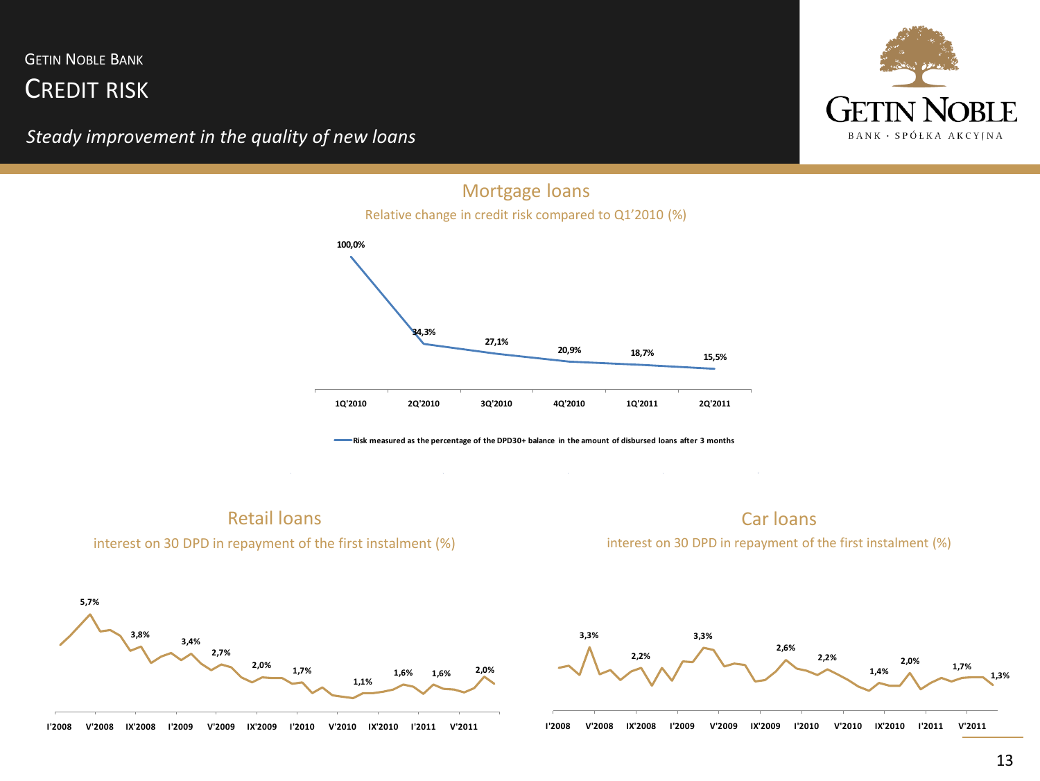GETIN NOBLE BANK

# CREDIT RISK

*Steady improvement in the quality of new loans*

## Mortgage loans

Relative change in credit risk compared to Q1'2010 (%)

100,0%
34,3%
27,1%
20,9%
18,7%
15,5%

1Q'2010 2Q'2010 3Q'2010 4Q'2010 1Q'2011 2Q'2011

Risk measured as the percentage of the DPD30+ balance in the amount of disbursed loans after 3 months

## Retail loans

interest on 30 DPD in repayment of the first instalment (%)

5,7%
3,8%
3,4%
2,7%
2,0%
1,7%
1,1%
1,6%
1,6%
2,0%

I'2008 V'2008 IX'2008 I'2009 V'2009 IX'2009 I'2010 V'2010 IX'2010 I'2011 V'2011

## Car loans

interest on 30 DPD in repayment of the first instalment (%)

3,3%
2,2%
3,3%
2,6%
2,2%
1,4%
2,0%
1,7%
1,3%

I'2008 V'2008 IX'2008 I'2009 V'2009 IX'2009 I'2010 V'2010 IX'2010 I'2011 V'2011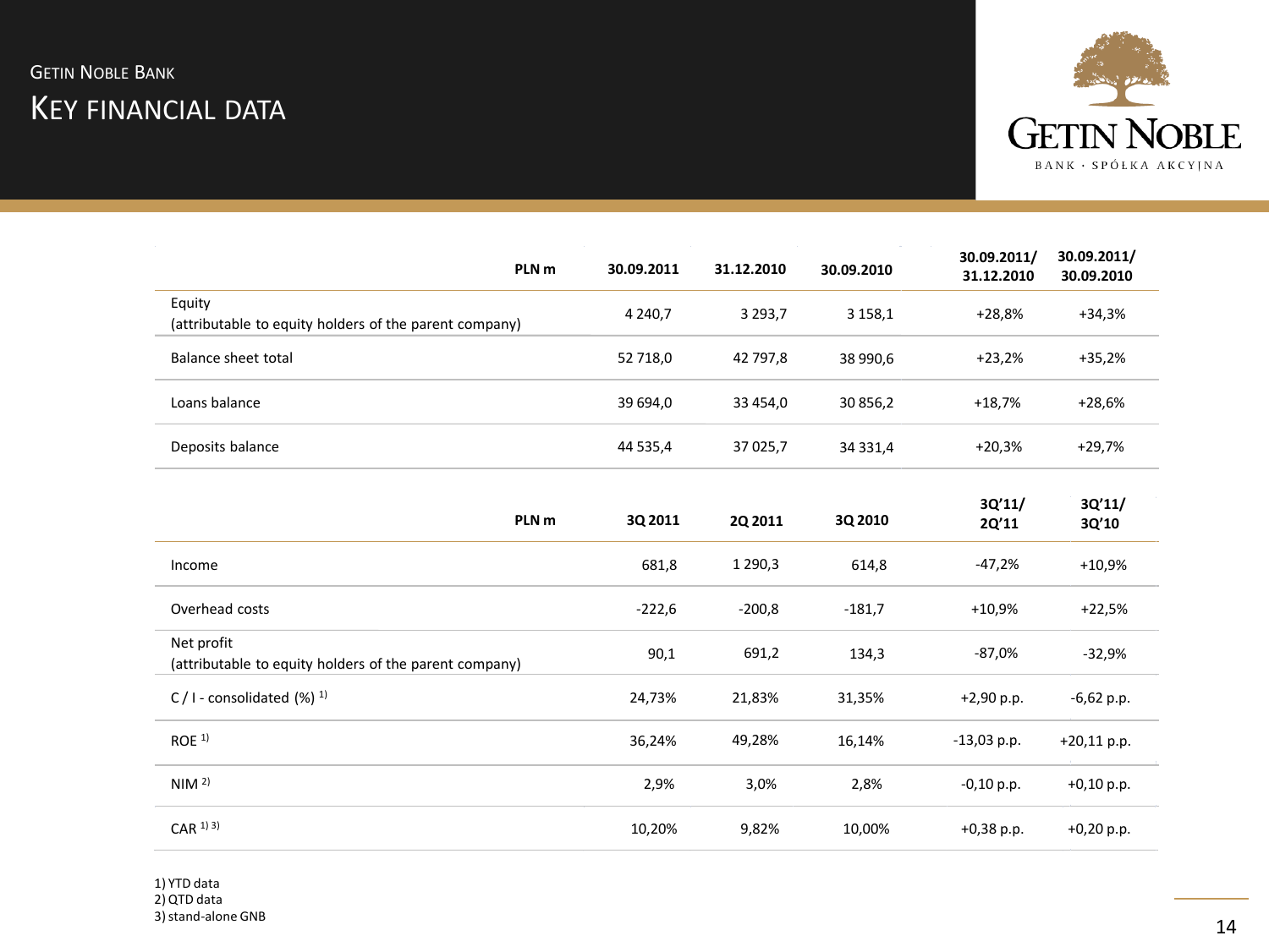## Getin Noble Bank

# Key financial data

| PLN m | 30.09.2011 | 31.12.2010 | 30.09.2010 | 30.09.2011/ 31.12.2010 | 30.09.2011/ 30.09.2010 |
|---|---|---|---|---|---|
| Equity (attributable to equity holders of the parent company) | 4 240,7 | 3 293,7 | 3 158,1 | +28,8% | +34,3% |
| Balance sheet total | 52 718,0 | 42 797,8 | 38 990,6 | +23,2% | +35,2% |
| Loans balance | 39 694,0 | 33 454,0 | 30 856,2 | +18,7% | +28,6% |
| Deposits balance | 44 535,4 | 37 025,7 | 34 331,4 | +20,3% | +29,7% |

| PLN m | 3Q 2011 | 2Q 2011 | 3Q 2010 | 3Q'11/ 2Q'11 | 3Q'11/ 3Q'10 |
|---|---|---|---|---|---|
| Income | 681,8 | 1 290,3 | 614,8 | -47,2% | +10,9% |
| Overhead costs | -222,6 | -200,8 | -181,7 | +10,9% | +22,5% |
| Net profit (attributable to equity holders of the parent company) | 90,1 | 691,2 | 134,3 | -87,0% | -32,9% |
| C / I - consolidated (%) 1) | 24,73% | 21,83% | 31,35% | +2,90 p.p. | -6,62 p.p. |
| ROE 1) | 36,24% | 49,28% | 16,14% | -13,03 p.p. | +20,11 p.p. |
| NIM 2) | 2,9% | 3,0% | 2,8% | -0,10 p.p. | +0,10 p.p. |
| CAR 1) 3) | 10,20% | 9,82% | 10,00% | +0,38 p.p. | +0,20 p.p. |

1) YTD data
2) QTD data
3) stand-alone GNB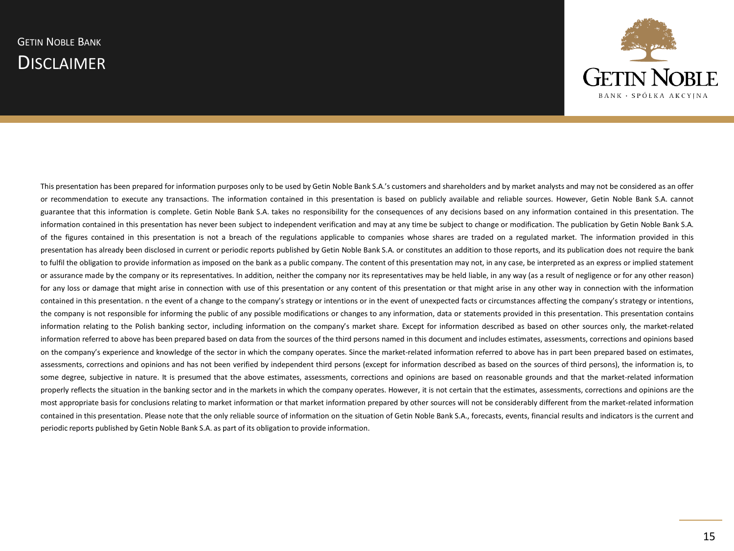GETIN NOBLE BANK

# DISCLAIMER

This presentation has been prepared for information purposes only to be used by Getin Noble Bank S.A.'s customers and shareholders and by market analysts and may not be considered as an offer or recommendation to execute any transactions. The information contained in this presentation is based on publicly available and reliable sources. However, Getin Noble Bank S.A. cannot guarantee that this information is complete. Getin Noble Bank S.A. takes no responsibility for the consequences of any decisions based on any information contained in this presentation. The information contained in this presentation has never been subject to independent verification and may at any time be subject to change or modification. The publication by Getin Noble Bank S.A. of the figures contained in this presentation is not a breach of the regulations applicable to companies whose shares are traded on a regulated market. The information provided in this presentation has already been disclosed in current or periodic reports published by Getin Noble Bank S.A. or constitutes an addition to those reports, and its publication does not require the bank to fulfil the obligation to provide information as imposed on the bank as a public company. The content of this presentation may not, in any case, be interpreted as an express or implied statement or assurance made by the company or its representatives. In addition, neither the company nor its representatives may be held liable, in any way (as a result of negligence or for any other reason) for any loss or damage that might arise in connection with use of this presentation or any content of this presentation or that might arise in any other way in connection with the information contained in this presentation. n the event of a change to the company's strategy or intentions or in the event of unexpected facts or circumstances affecting the company's strategy or intentions, the company is not responsible for informing the public of any possible modifications or changes to any information, data or statements provided in this presentation. This presentation contains information relating to the Polish banking sector, including information on the company's market share. Except for information described as based on other sources only, the market-related information referred to above has been prepared based on data from the sources of the third persons named in this document and includes estimates, assessments, corrections and opinions based on the company's experience and knowledge of the sector in which the company operates. Since the market-related information referred to above has in part been prepared based on estimates, assessments, corrections and opinions and has not been verified by independent third persons (except for information described as based on the sources of third persons), the information is, to some degree, subjective in nature. It is presumed that the above estimates, assessments, corrections and opinions are based on reasonable grounds and that the market-related information properly reflects the situation in the banking sector and in the markets in which the company operates. However, it is not certain that the estimates, assessments, corrections and opinions are the most appropriate basis for conclusions relating to market information or that market information prepared by other sources will not be considerably different from the market-related information contained in this presentation. Please note that the only reliable source of information on the situation of Getin Noble Bank S.A., forecasts, events, financial results and indicators is the current and periodic reports published by Getin Noble Bank S.A. as part of its obligation to provide information.